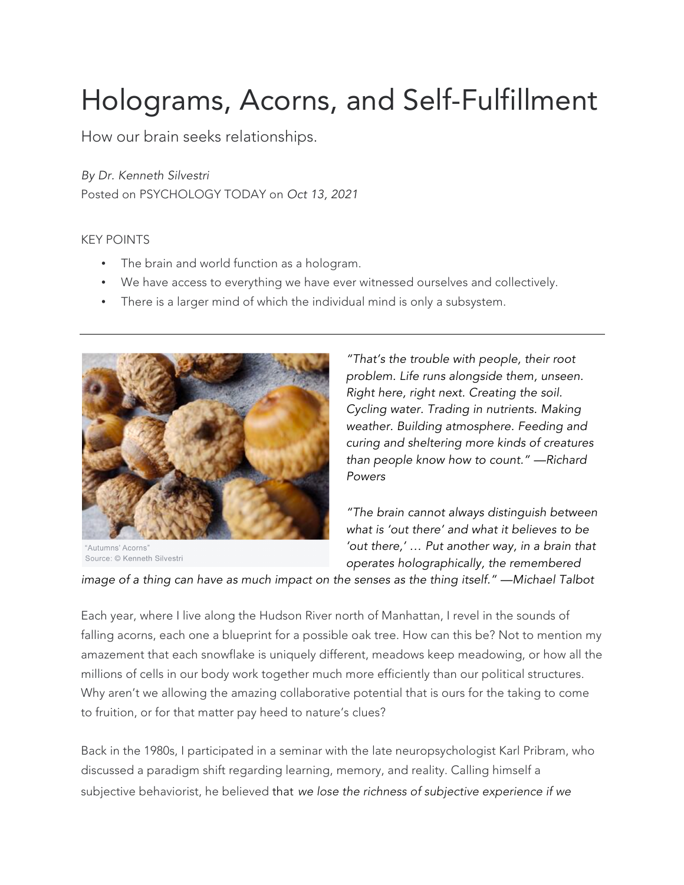# Holograms, Acorns, and Self-Fulfillment

How our brain seeks relationships.

*By Dr. Kenneth Silvestri*
Posted on PSYCHOLOGY TODAY on *Oct 13, 2021*

KEY POINTS

- The brain and world function as a hologram.
- We have access to everything we have ever witnessed ourselves and collectively.
- There is a larger mind of which the individual mind is only a subsystem.

---

"Autumns' Acorns"
Source: © Kenneth Silvestri

*"That's the trouble with people, their root problem. Life runs alongside them, unseen. Right here, right next. Creating the soil. Cycling water. Trading in nutrients. Making weather. Building atmosphere. Feeding and curing and sheltering more kinds of creatures than people know how to count." —Richard Powers*

*"The brain cannot always distinguish between what is 'out there' and what it believes to be 'out there,' … Put another way, in a brain that operates holographically, the remembered image of a thing can have as much impact on the senses as the thing itself." —Michael Talbot*

Each year, where I live along the Hudson River north of Manhattan, I revel in the sounds of falling acorns, each one a blueprint for a possible oak tree. How can this be? Not to mention my amazement that each snowflake is uniquely different, meadows keep meadowing, or how all the millions of cells in our body work together much more efficiently than our political structures. Why aren't we allowing the amazing collaborative potential that is ours for the taking to come to fruition, or for that matter pay heed to nature's clues?

Back in the 1980s, I participated in a seminar with the late neuropsychologist Karl Pribram, who discussed a paradigm shift regarding learning, memory, and reality. Calling himself a subjective behaviorist, he believed that *we lose the richness of subjective experience if we*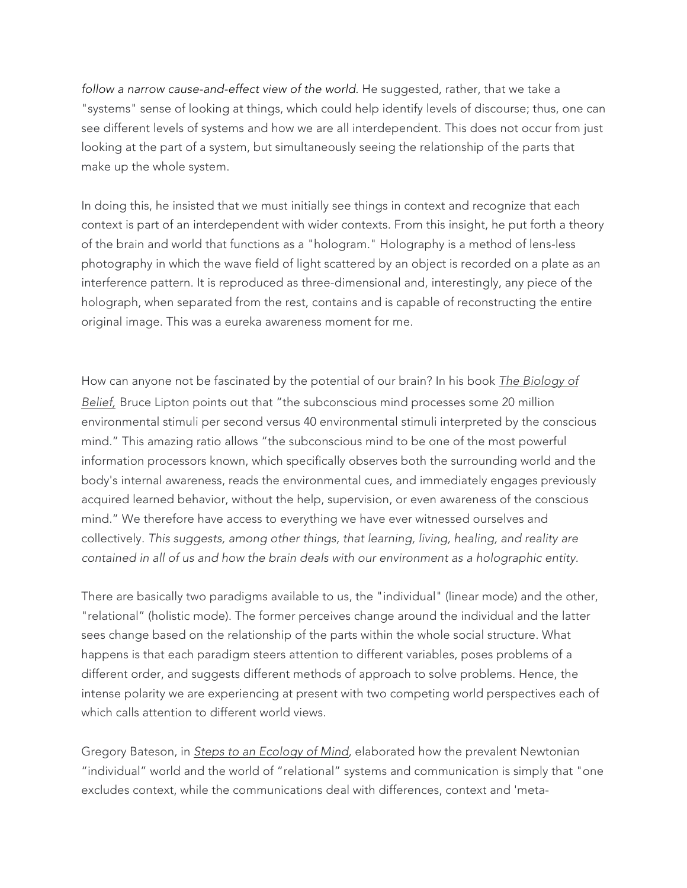*follow a narrow cause-and-effect view of the world.* He suggested, rather, that we take a "systems" sense of looking at things, which could help identify levels of discourse; thus, one can see different levels of systems and how we are all interdependent. This does not occur from just looking at the part of a system, but simultaneously seeing the relationship of the parts that make up the whole system.

In doing this, he insisted that we must initially see things in context and recognize that each context is part of an interdependent with wider contexts. From this insight, he put forth a theory of the brain and world that functions as a "hologram." Holography is a method of lens-less photography in which the wave field of light scattered by an object is recorded on a plate as an interference pattern. It is reproduced as three-dimensional and, interestingly, any piece of the holograph, when separated from the rest, contains and is capable of reconstructing the entire original image. This was a eureka awareness moment for me.

How can anyone not be fascinated by the potential of our brain? In his book *The Biology of Belief,* Bruce Lipton points out that "the subconscious mind processes some 20 million environmental stimuli per second versus 40 environmental stimuli interpreted by the conscious mind." This amazing ratio allows "the subconscious mind to be one of the most powerful information processors known, which specifically observes both the surrounding world and the body's internal awareness, reads the environmental cues, and immediately engages previously acquired learned behavior, without the help, supervision, or even awareness of the conscious mind." We therefore have access to everything we have ever witnessed ourselves and collectively. *This suggests, among other things, that learning, living, healing, and reality are contained in all of us and how the brain deals with our environment as a holographic entity.*

There are basically two paradigms available to us, the "individual" (linear mode) and the other, "relational" (holistic mode). The former perceives change around the individual and the latter sees change based on the relationship of the parts within the whole social structure. What happens is that each paradigm steers attention to different variables, poses problems of a different order, and suggests different methods of approach to solve problems. Hence, the intense polarity we are experiencing at present with two competing world perspectives each of which calls attention to different world views.

Gregory Bateson, in *Steps to an Ecology of Mind*, elaborated how the prevalent Newtonian "individual" world and the world of "relational" systems and communication is simply that "one excludes context, while the communications deal with differences, context and 'meta-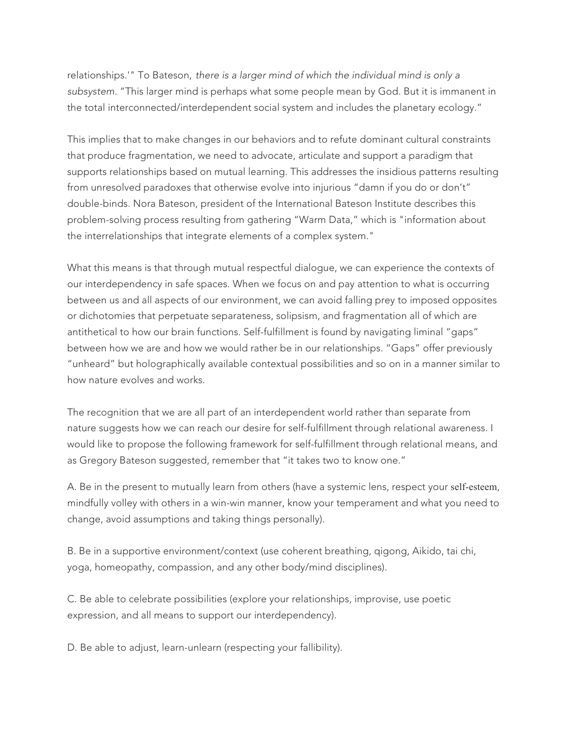relationships.'" To Bateson, *there is a larger mind of which the individual mind is only a subsystem.* "This larger mind is perhaps what some people mean by God. But it is immanent in the total interconnected/interdependent social system and includes the planetary ecology."

This implies that to make changes in our behaviors and to refute dominant cultural constraints that produce fragmentation, we need to advocate, articulate and support a paradigm that supports relationships based on mutual learning. This addresses the insidious patterns resulting from unresolved paradoxes that otherwise evolve into injurious "damn if you do or don't" double-binds. Nora Bateson, president of the International Bateson Institute describes this problem-solving process resulting from gathering "Warm Data," which is "information about the interrelationships that integrate elements of a complex system."

What this means is that through mutual respectful dialogue, we can experience the contexts of our interdependency in safe spaces. When we focus on and pay attention to what is occurring between us and all aspects of our environment, we can avoid falling prey to imposed opposites or dichotomies that perpetuate separateness, solipsism, and fragmentation all of which are antithetical to how our brain functions. Self-fulfillment is found by navigating liminal "gaps" between how we are and how we would rather be in our relationships. "Gaps" offer previously "unheard" but holographically available contextual possibilities and so on in a manner similar to how nature evolves and works.

The recognition that we are all part of an interdependent world rather than separate from nature suggests how we can reach our desire for self-fulfillment through relational awareness. I would like to propose the following framework for self-fulfillment through relational means, and as Gregory Bateson suggested, remember that "it takes two to know one."

A. Be in the present to mutually learn from others (have a systemic lens, respect your self-esteem, mindfully volley with others in a win-win manner, know your temperament and what you need to change, avoid assumptions and taking things personally).

B. Be in a supportive environment/context (use coherent breathing, qigong, Aikido, tai chi, yoga, homeopathy, compassion, and any other body/mind disciplines).

C. Be able to celebrate possibilities (explore your relationships, improvise, use poetic expression, and all means to support our interdependency).

D. Be able to adjust, learn-unlearn (respecting your fallibility).